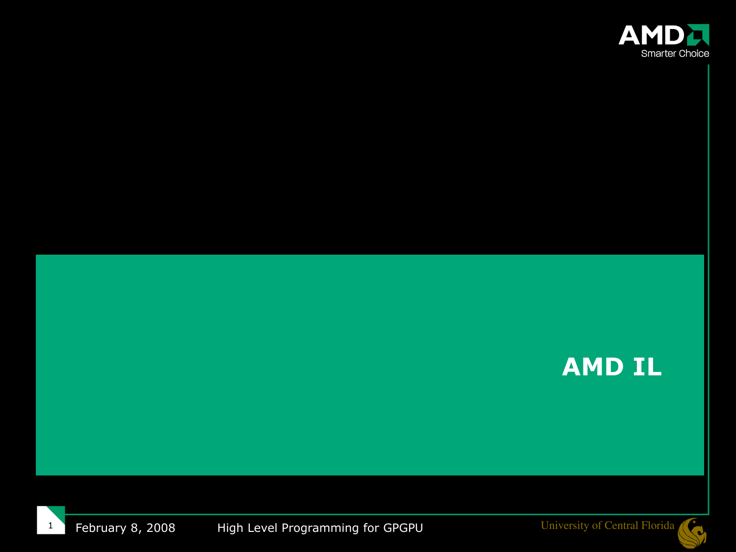# AMD IL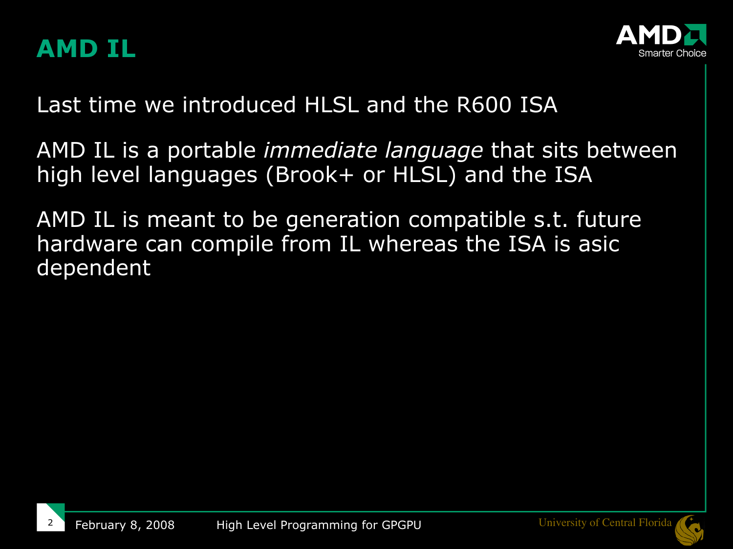# AMD IL

Last time we introduced HLSL and the R600 ISA

AMD IL is a portable *immediate language* that sits between high level languages (Brook+ or HLSL) and the ISA

AMD IL is meant to be generation compatible s.t. future hardware can compile from IL whereas the ISA is asic dependent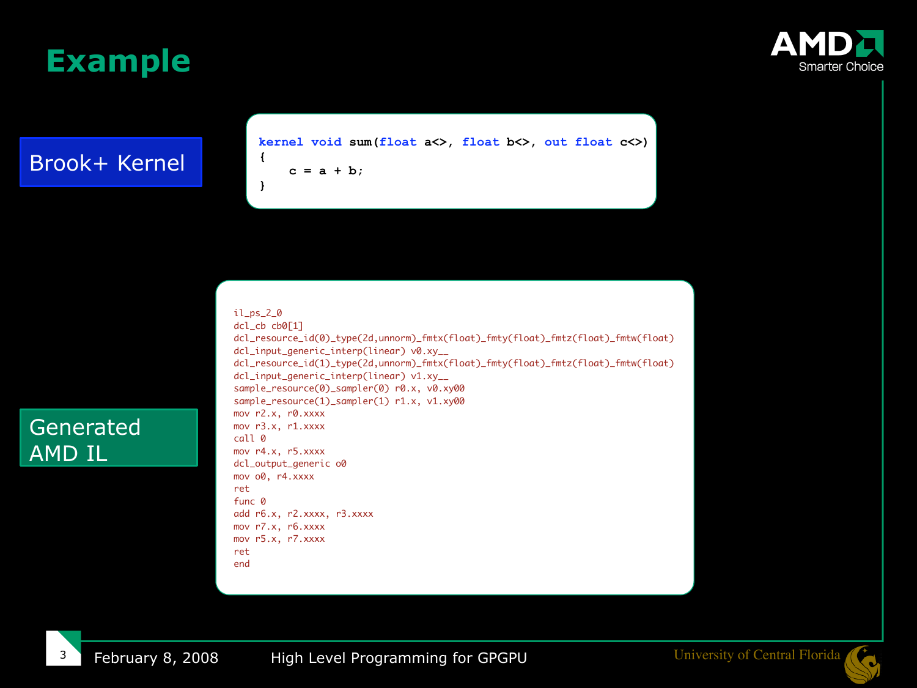# Example

## Brook+ Kernel

```
kernel void sum(float a<>, float b<>, out float c<>)
{
    c = a + b;
}
```

## Generated AMD IL

```
il_ps_2_0
dcl_cb cb0[1]
dcl_resource_id(0)_type(2d,unnorm)_fmtx(float)_fmty(float)_fmtz(float)_fmtw(float)
dcl_input_generic_interp(linear) v0.xy__
dcl_resource_id(1)_type(2d,unnorm)_fmtx(float)_fmty(float)_fmtz(float)_fmtw(float)
dcl_input_generic_interp(linear) v1.xy__
sample_resource(0)_sampler(0) r0.x, v0.xy00
sample_resource(1)_sampler(1) r1.x, v1.xy00
mov r2.x, r0.xxxx
mov r3.x, r1.xxxx
call 0
mov r4.x, r5.xxxx
dcl_output_generic o0
mov o0, r4.xxxx
ret
func 0
add r6.x, r2.xxxx, r3.xxxx
mov r7.x, r6.xxxx
mov r5.x, r7.xxxx
ret
end
```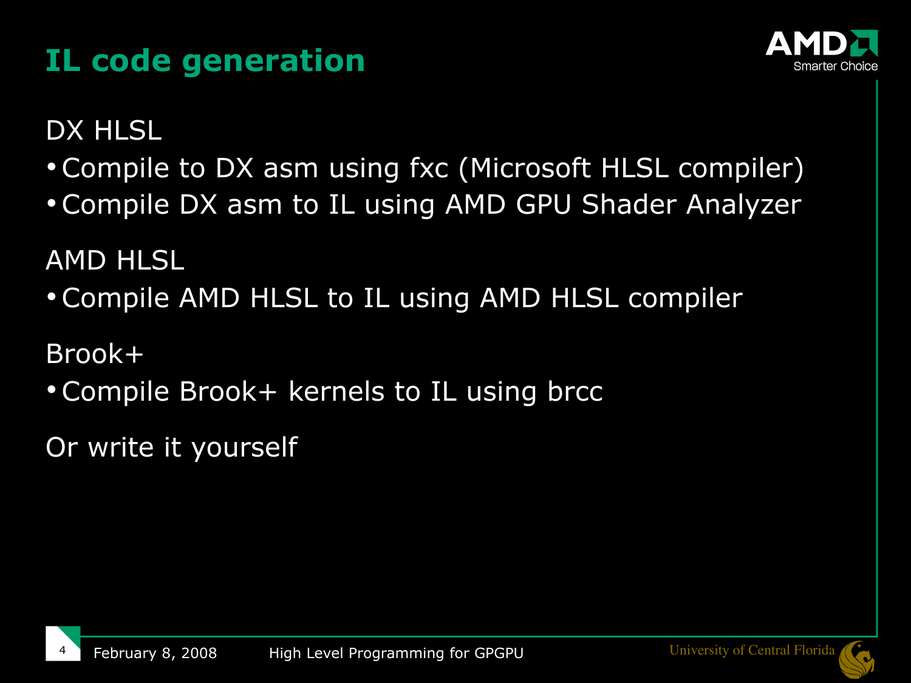# IL code generation

DX HLSL

- Compile to DX asm using fxc (Microsoft HLSL compiler)
- Compile DX asm to IL using AMD GPU Shader Analyzer

AMD HLSL

- Compile AMD HLSL to IL using AMD HLSL compiler

Brook+

- Compile Brook+ kernels to IL using brcc

Or write it yourself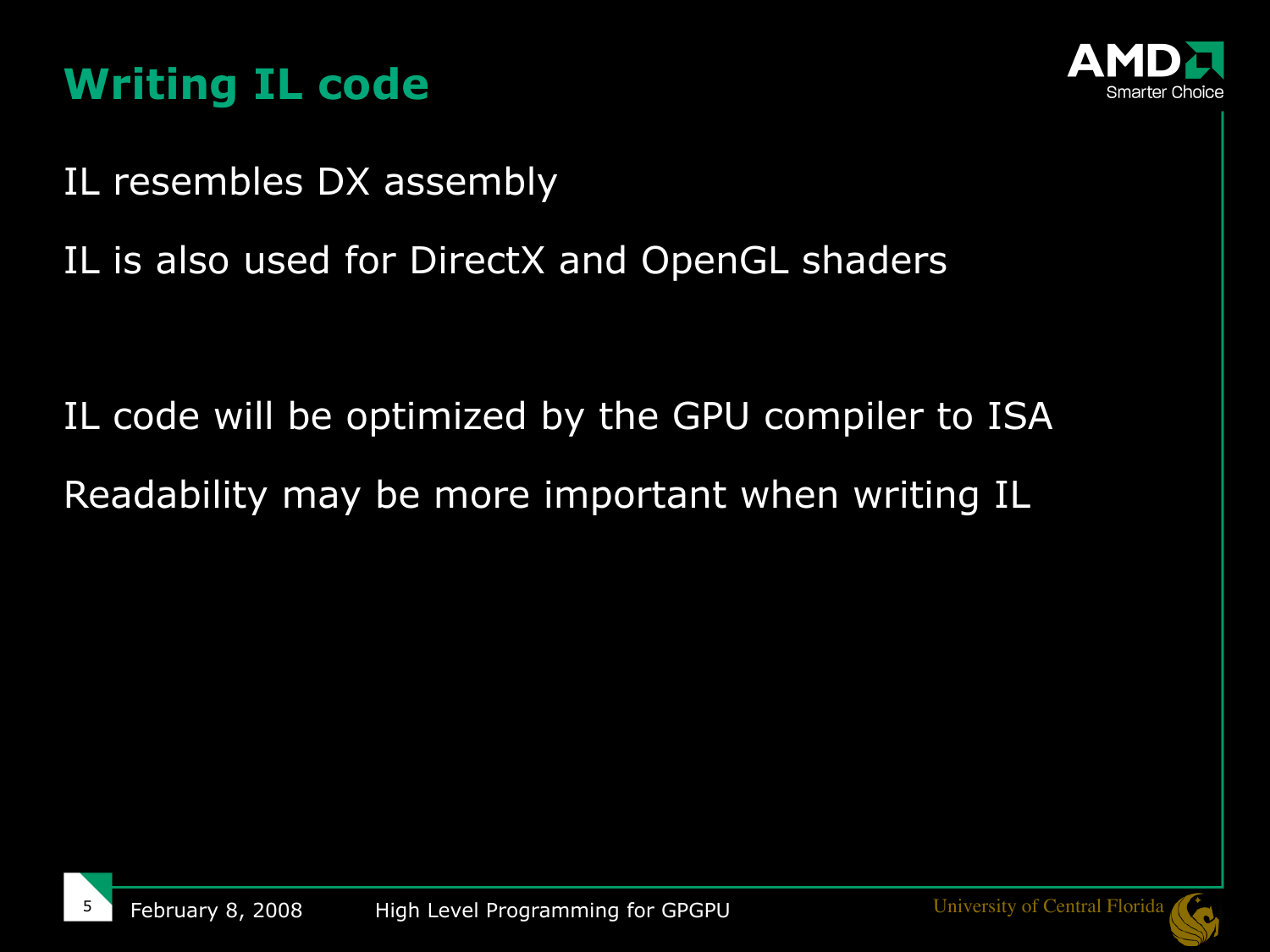# Writing IL code

IL resembles DX assembly

IL is also used for DirectX and OpenGL shaders

IL code will be optimized by the GPU compiler to ISA

Readability may be more important when writing IL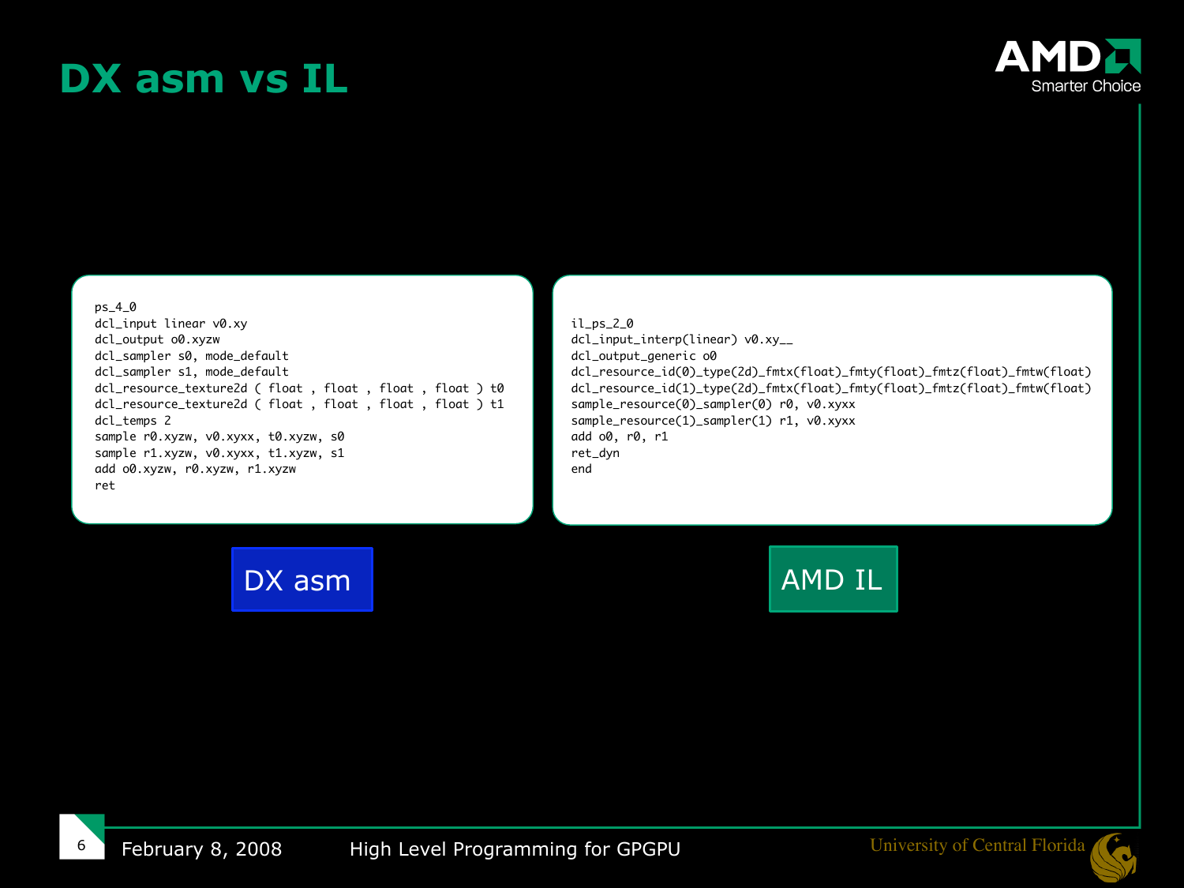# DX asm vs IL

```
ps_4_0
dcl_input linear v0.xy
dcl_output o0.xyzw
dcl_sampler s0, mode_default
dcl_sampler s1, mode_default
dcl_resource_texture2d ( float , float , float , float ) t0
dcl_resource_texture2d ( float , float , float , float ) t1
dcl_temps 2
sample r0.xyzw, v0.xyxx, t0.xyzw, s0
sample r1.xyzw, v0.xyxx, t1.xyzw, s1
add o0.xyzw, r0.xyzw, r1.xyzw
ret
```

DX asm

```
il_ps_2_0
dcl_input_interp(linear) v0.xy__
dcl_output_generic o0
dcl_resource_id(0)_type(2d)_fmtx(float)_fmty(float)_fmtz(float)_fmtw(float)
dcl_resource_id(1)_type(2d)_fmtx(float)_fmty(float)_fmtz(float)_fmtw(float)
sample_resource(0)_sampler(0) r0, v0.xyxx
sample_resource(1)_sampler(1) r1, v0.xyxx
add o0, r0, r1
ret_dyn
end
```

AMD IL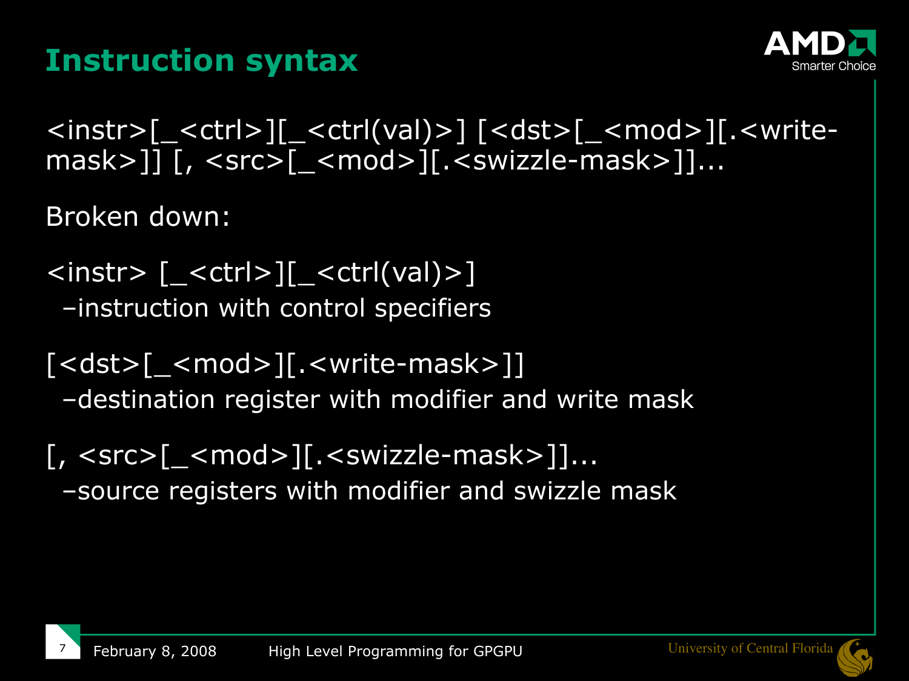# Instruction syntax

<instr>[_<ctrl>][_<ctrl(val)>] [<dst>[_<mod>][.<write-mask>]] [, <src>[_<mod>][.<swizzle-mask>]]...

Broken down:

<instr> [_<ctrl>][_<ctrl(val)>]
 –instruction with control specifiers

[<dst>[_<mod>][.<write-mask>]]
 –destination register with modifier and write mask

[, <src>[_<mod>][.<swizzle-mask>]]...
 –source registers with modifier and swizzle mask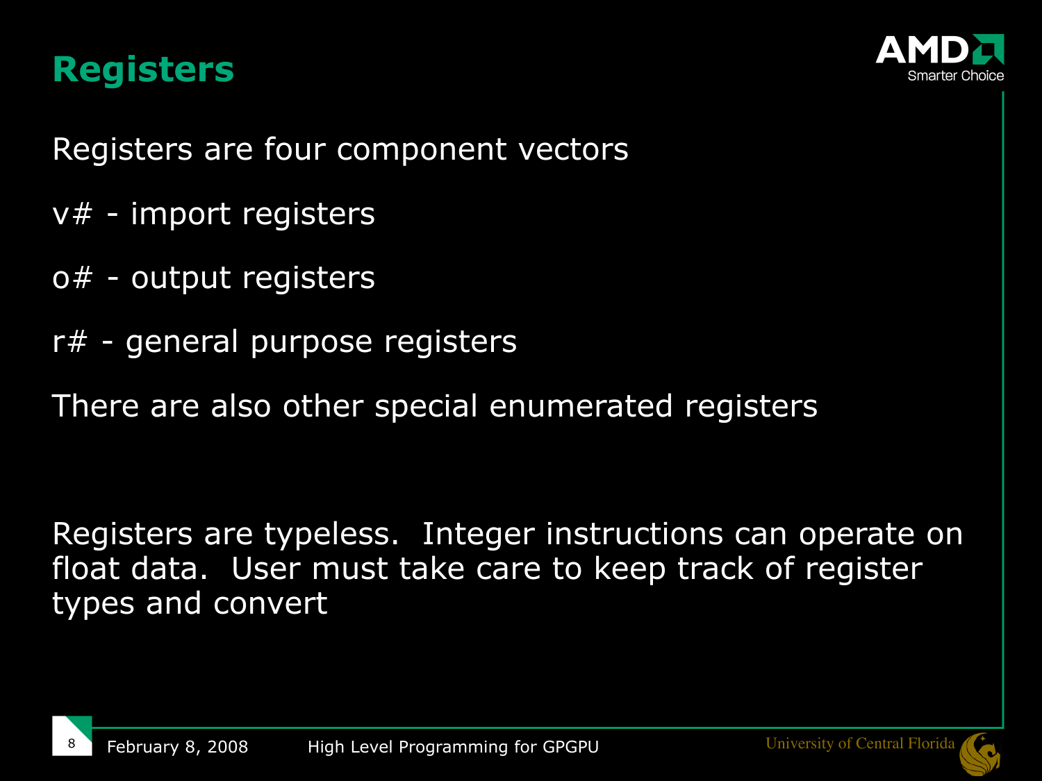# Registers

Registers are four component vectors

v# - import registers

o# - output registers

r# - general purpose registers

There are also other special enumerated registers

Registers are typeless. Integer instructions can operate on float data. User must take care to keep track of register types and convert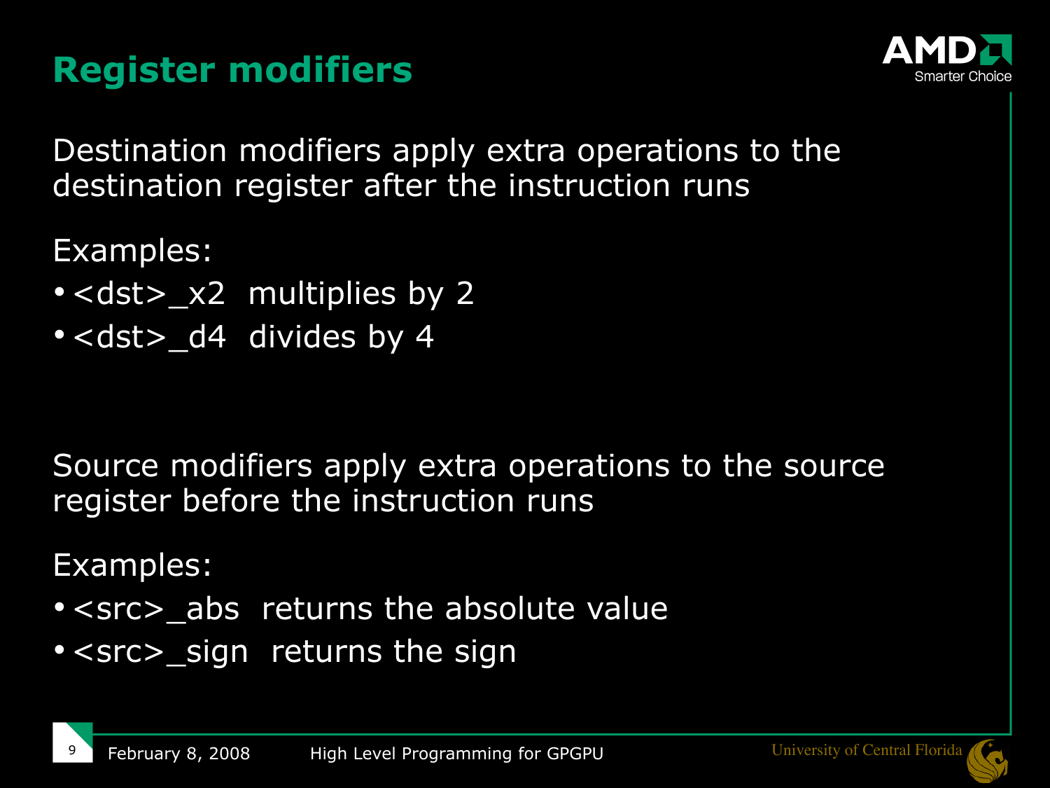# Register modifiers

Destination modifiers apply extra operations to the destination register after the instruction runs

Examples:

- <dst>_x2  multiplies by 2
- <dst>_d4  divides by 4

Source modifiers apply extra operations to the source register before the instruction runs

Examples:

- <src>_abs  returns the absolute value
- <src>_sign  returns the sign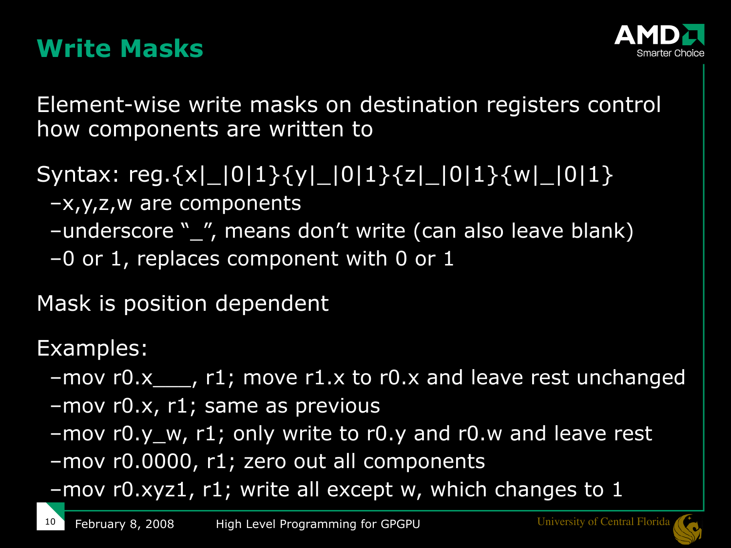# Write Masks

Element-wise write masks on destination registers control how components are written to

Syntax: reg.{x|_|0|1}{y|_|0|1}{z|_|0|1}{w|_|0|1}

- x,y,z,w are components
- underscore "_", means don't write (can also leave blank)
- 0 or 1, replaces component with 0 or 1

Mask is position dependent

Examples:

- mov r0.x___, r1; move r1.x to r0.x and leave rest unchanged
- mov r0.x, r1; same as previous
- mov r0.y_w, r1; only write to r0.y and r0.w and leave rest
- mov r0.0000, r1; zero out all components
- mov r0.xyz1, r1; write all except w, which changes to 1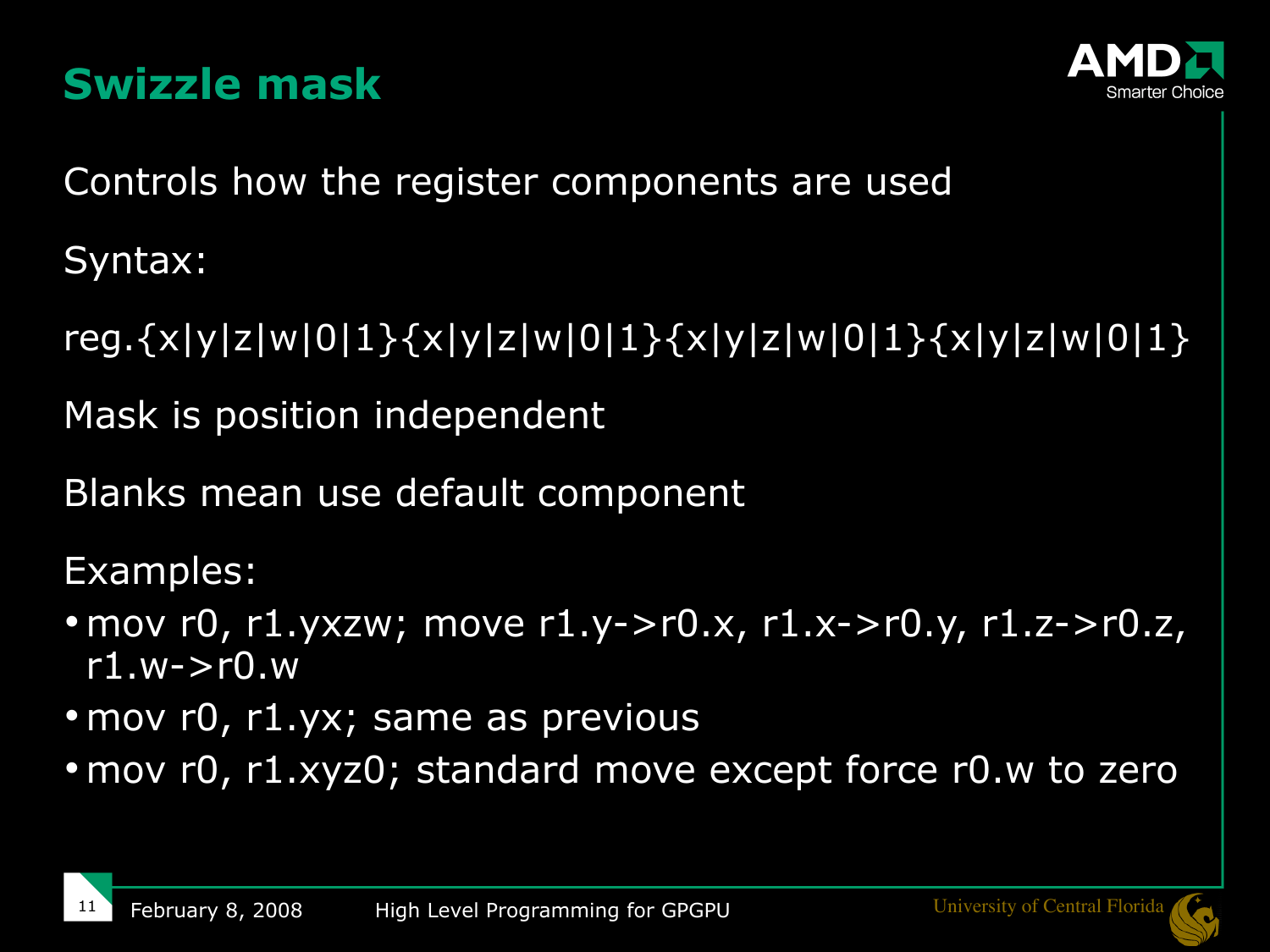# Swizzle mask

Controls how the register components are used

Syntax:

reg.{x|y|z|w|0|1}{x|y|z|w|0|1}{x|y|z|w|0|1}{x|y|z|w|0|1}

Mask is position independent

Blanks mean use default component

Examples:

- mov r0, r1.yxzw; move r1.y->r0.x, r1.x->r0.y, r1.z->r0.z, r1.w->r0.w
- mov r0, r1.yx; same as previous
- mov r0, r1.xyz0; standard move except force r0.w to zero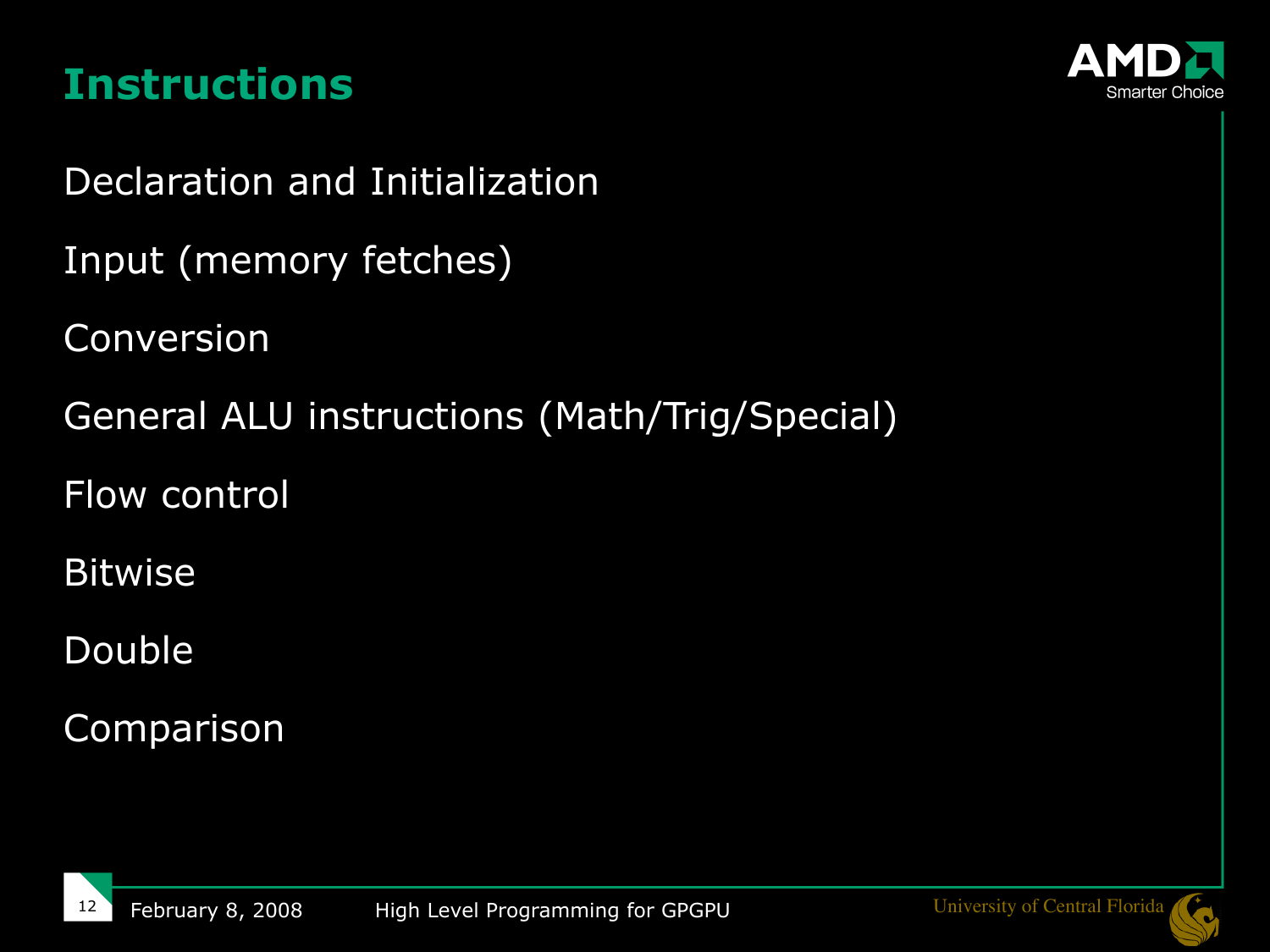# Instructions

Declaration and Initialization

Input (memory fetches)

Conversion

General ALU instructions (Math/Trig/Special)

Flow control

Bitwise

Double

Comparison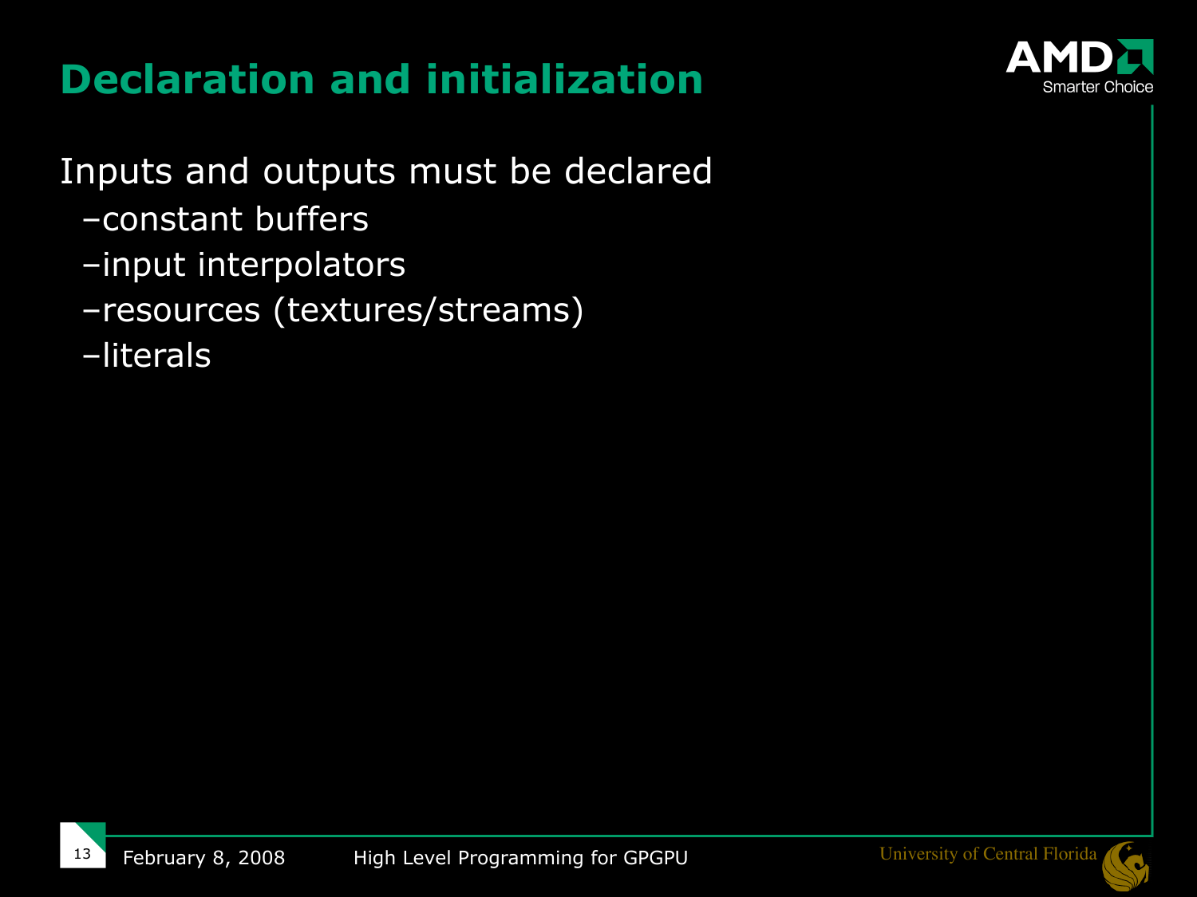# Declaration and initialization

Inputs and outputs must be declared

- constant buffers
- input interpolators
- resources (textures/streams)
- literals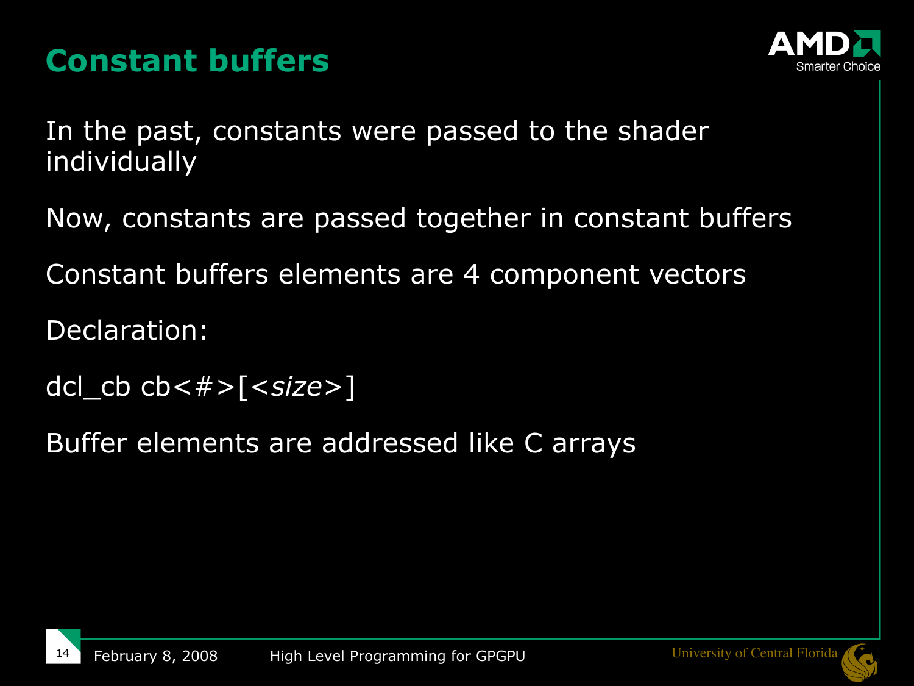# Constant buffers

In the past, constants were passed to the shader individually

Now, constants are passed together in constant buffers

Constant buffers elements are 4 component vectors

Declaration:

dcl_cb cb<#>[<*size*>]

Buffer elements are addressed like C arrays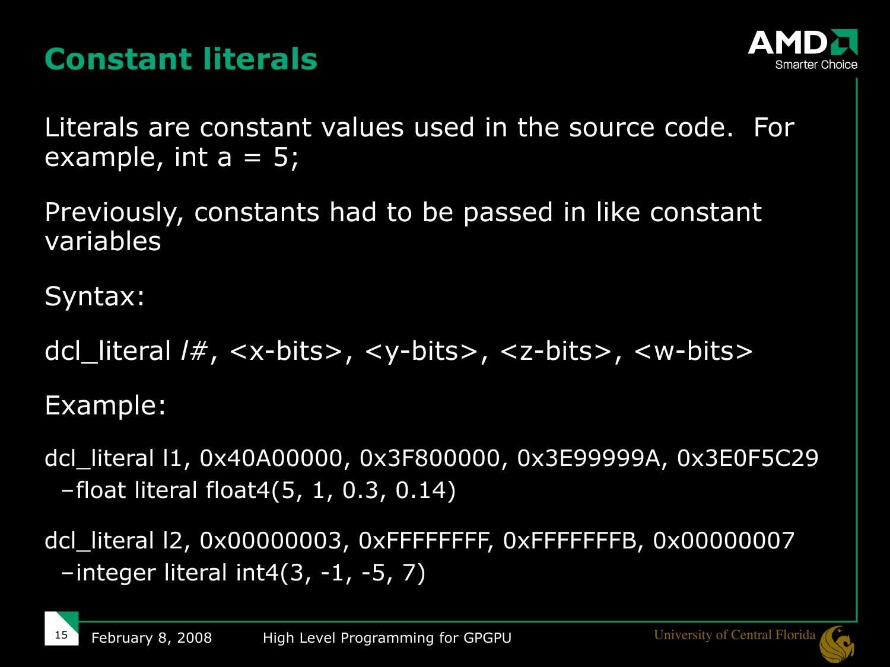# Constant literals

Literals are constant values used in the source code.  For example, int a = 5;

Previously, constants had to be passed in like constant variables

Syntax:

dcl_literal *l#*, <x-bits>, <y-bits>, <z-bits>, <w-bits>

Example:

dcl_literal l1, 0x40A00000, 0x3F800000, 0x3E99999A, 0x3E0F5C29
  –float literal float4(5, 1, 0.3, 0.14)

dcl_literal l2, 0x00000003, 0xFFFFFFFF, 0xFFFFFFFB, 0x00000007
  –integer literal int4(3, -1, -5, 7)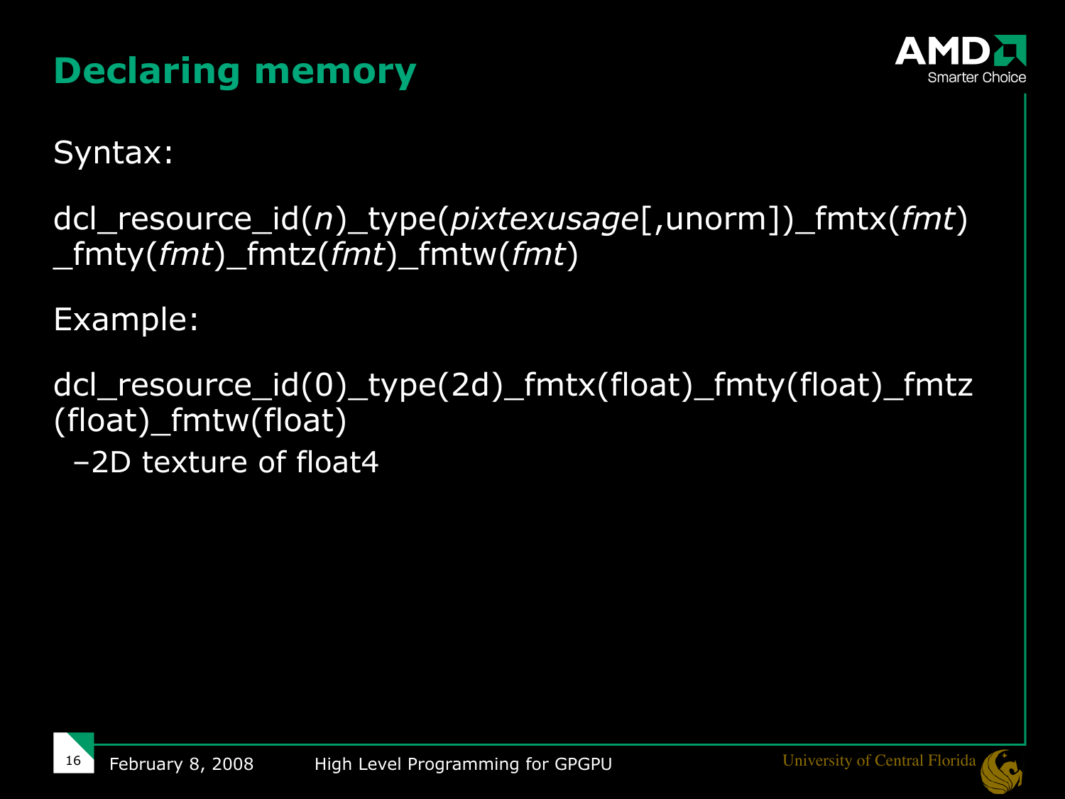# Declaring memory

Syntax:

dcl_resource_id(*n*)_type(*pixtexusage*[,unorm])_fmtx(*fmt*)_fmty(*fmt*)_fmtz(*fmt*)_fmtw(*fmt*)

Example:

dcl_resource_id(0)_type(2d)_fmtx(float)_fmty(float)_fmtz(float)_fmtw(float)

- –2D texture of float4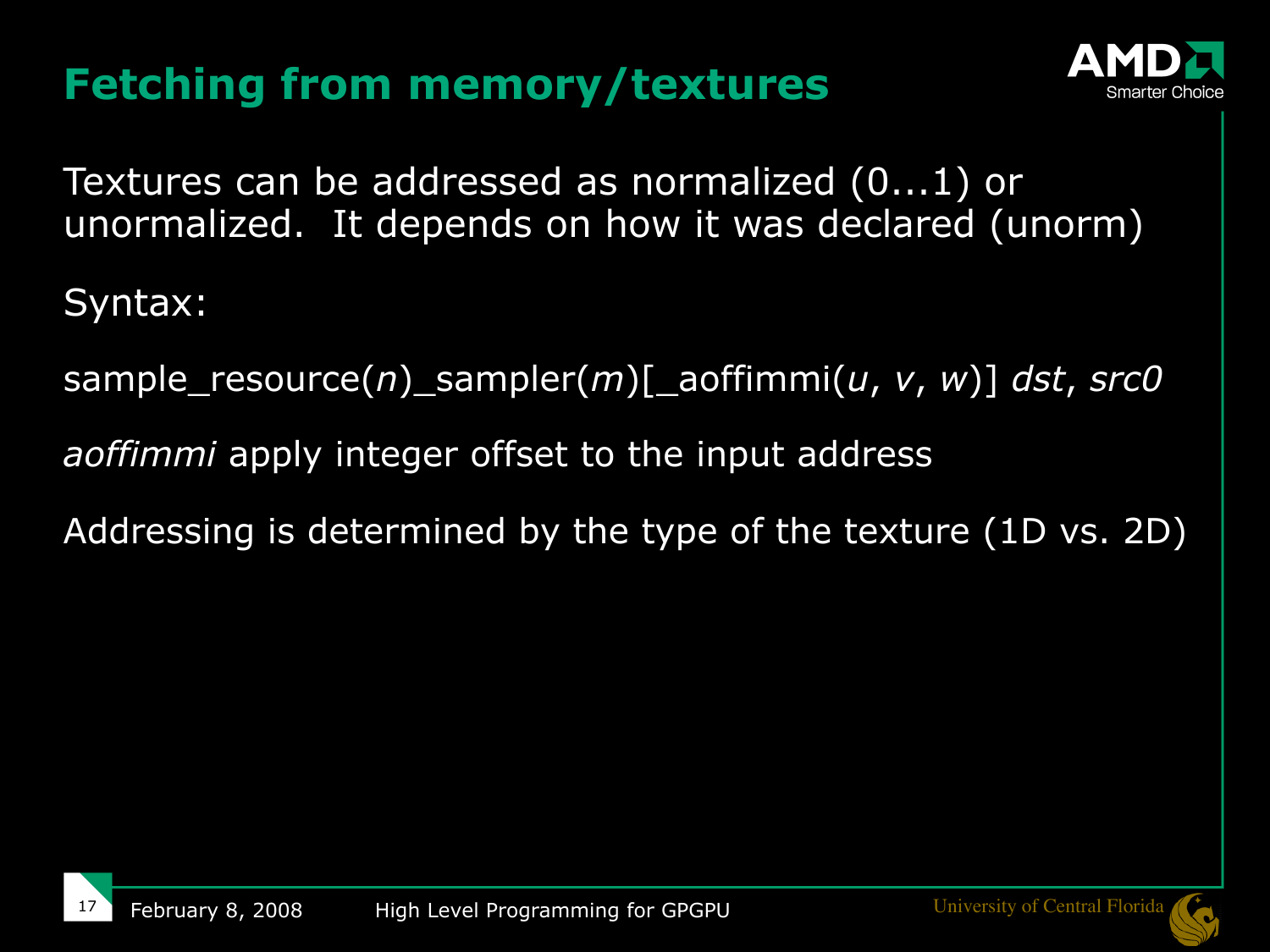# Fetching from memory/textures

Textures can be addressed as normalized (0...1) or unormalized. It depends on how it was declared (unorm)

Syntax:

sample_resource(*n*)_sampler(*m*)[_aoffimmi(*u*, *v*, *w*)] *dst*, *src0*

*aoffimmi* apply integer offset to the input address

Addressing is determined by the type of the texture (1D vs. 2D)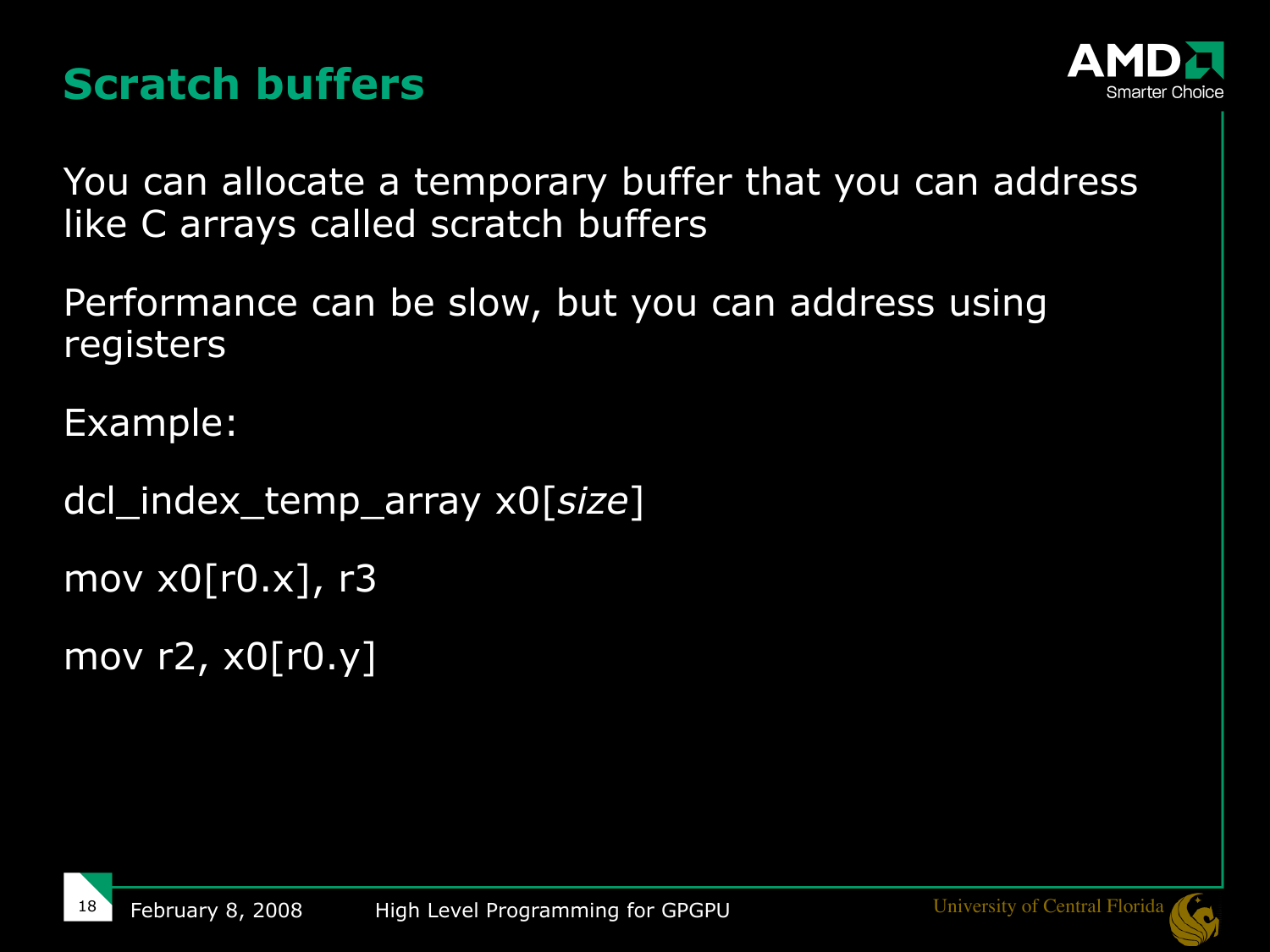# Scratch buffers

You can allocate a temporary buffer that you can address like C arrays called scratch buffers

Performance can be slow, but you can address using registers

Example:

```
dcl_index_temp_array x0[size]

mov x0[r0.x], r3

mov r2, x0[r0.y]
```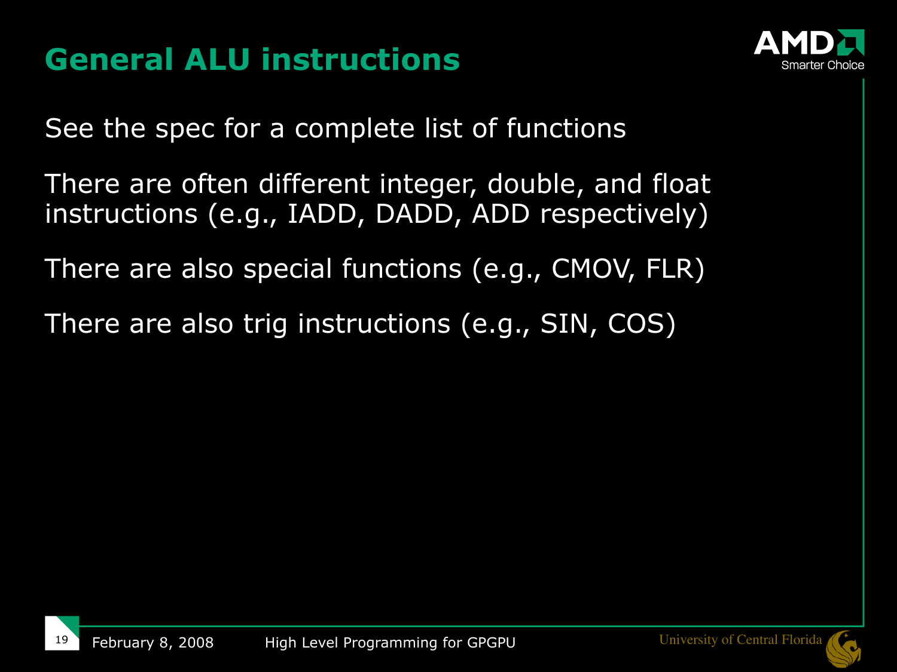# General ALU instructions

See the spec for a complete list of functions

There are often different integer, double, and float instructions (e.g., IADD, DADD, ADD respectively)

There are also special functions (e.g., CMOV, FLR)

There are also trig instructions (e.g., SIN, COS)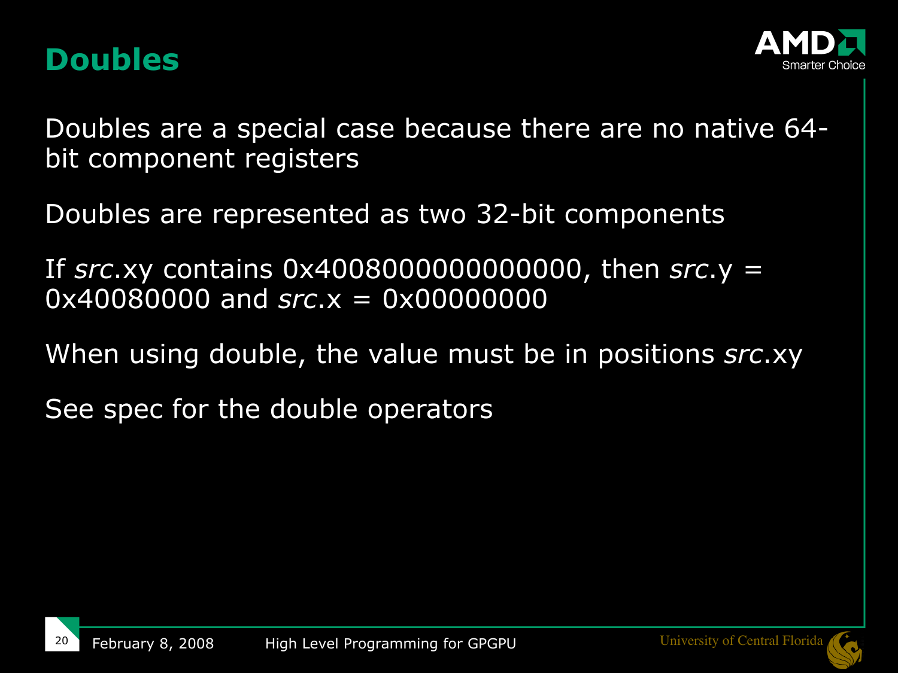# Doubles

Doubles are a special case because there are no native 64-bit component registers

Doubles are represented as two 32-bit components

If *src*.xy contains 0x4008000000000000, then *src*.y = 0x40080000 and *src*.x = 0x00000000

When using double, the value must be in positions *src*.xy

See spec for the double operators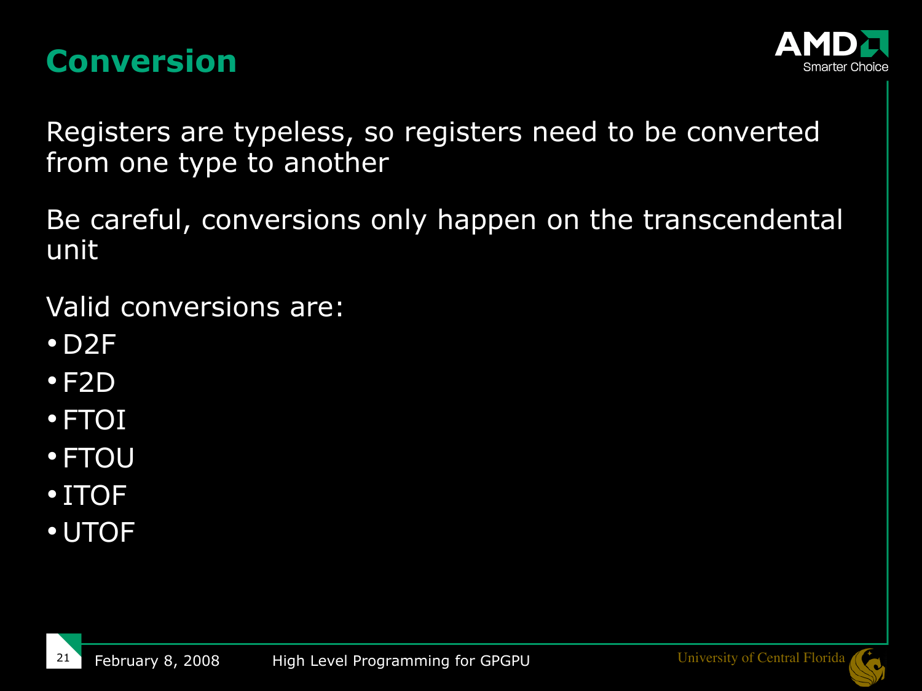# Conversion

Registers are typeless, so registers need to be converted from one type to another

Be careful, conversions only happen on the transcendental unit

Valid conversions are:

- D2F
- F2D
- FTOI
- FTOU
- ITOF
- UTOF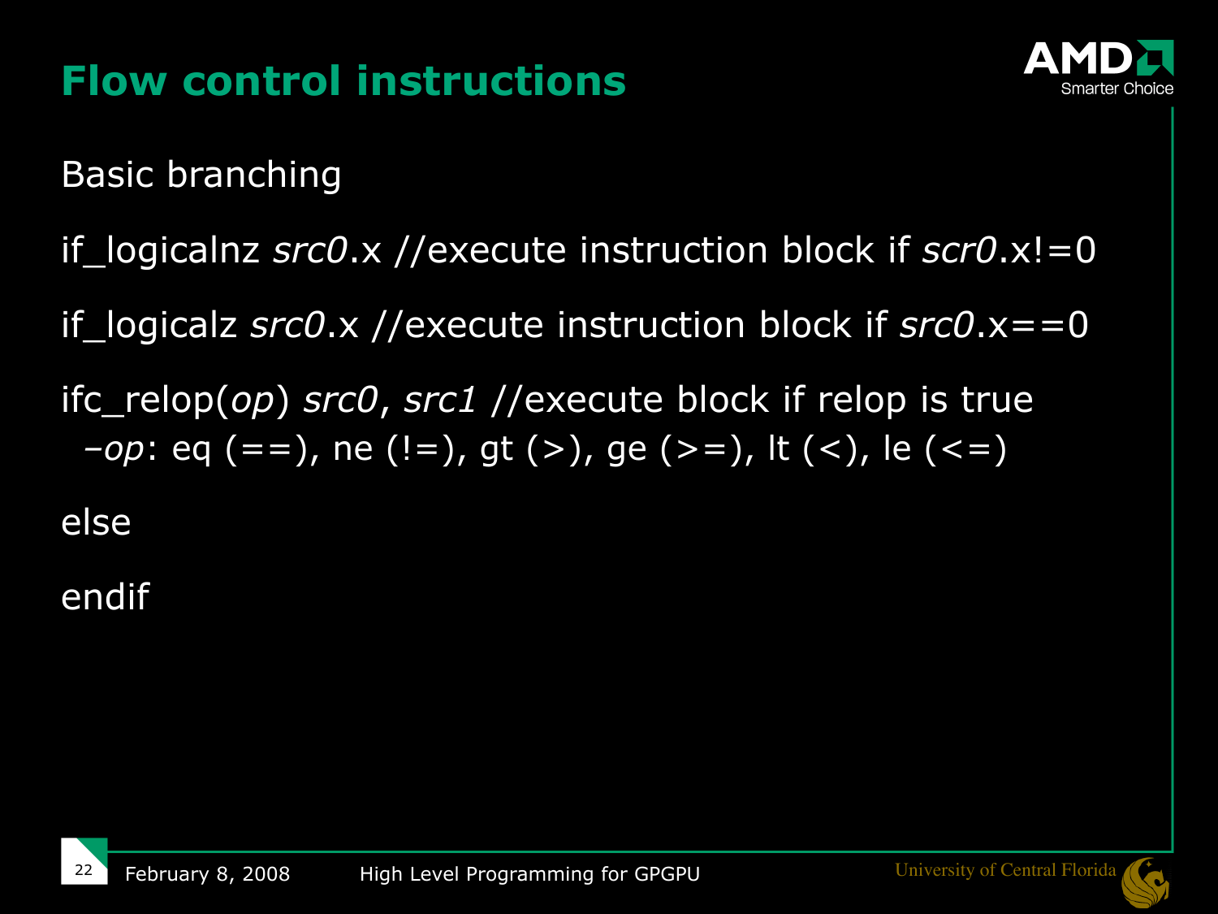# Flow control instructions

Basic branching

if_logicalnz *src0*.x //execute instruction block if *scr0*.x!=0

if_logicalz *src0*.x //execute instruction block if *src0*.x==0

ifc_relop(*op*) *src0*, *src1* //execute block if relop is true

- *op*: eq (==), ne (!=), gt (>), ge (>=), lt (<), le (<=)

else

endif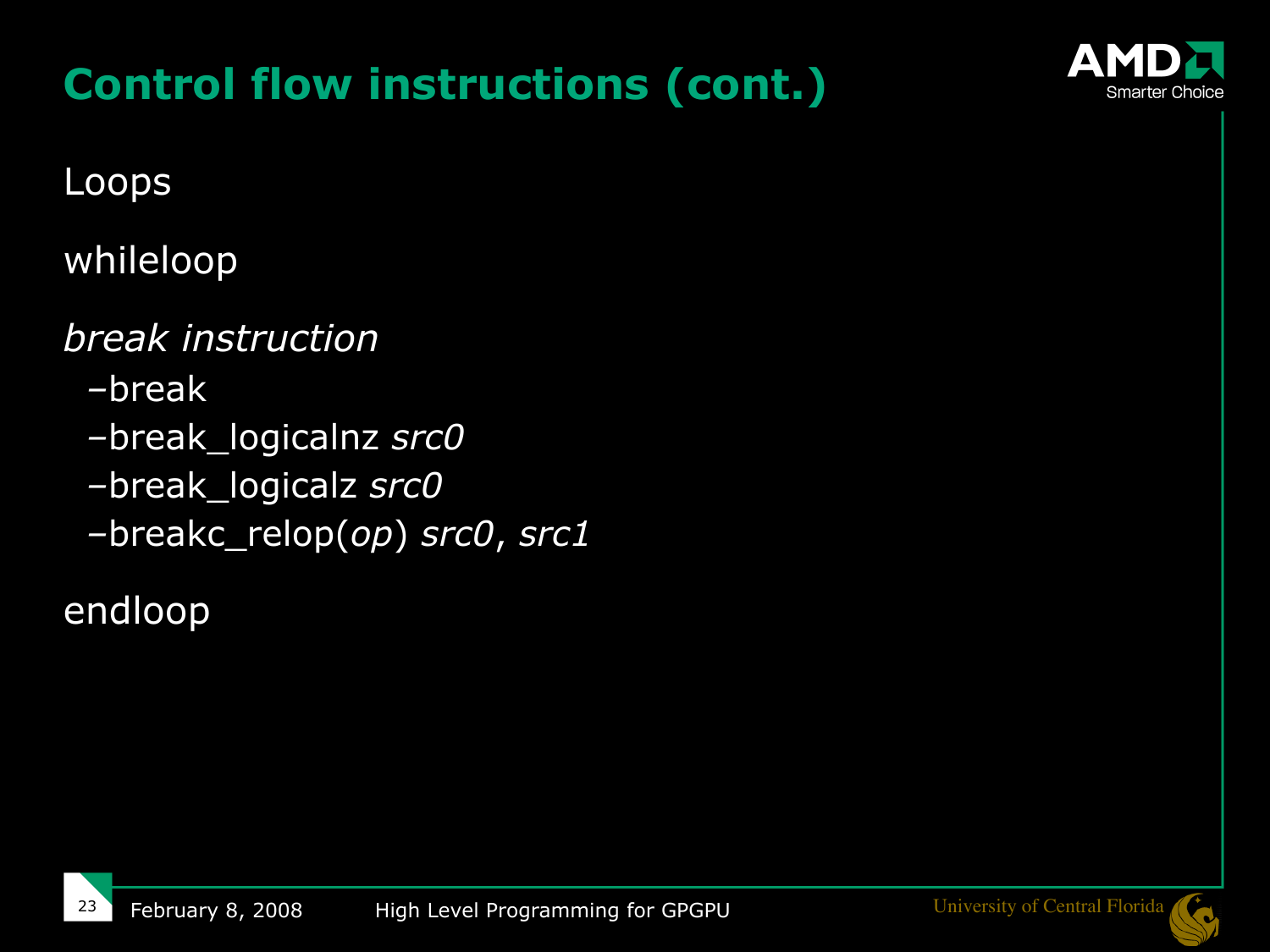# Control flow instructions (cont.)

Loops

whileloop

*break instruction*

- break
- break_logicalnz *src0*
- break_logicalz *src0*
- breakc_relop(*op*) *src0*, *src1*

endloop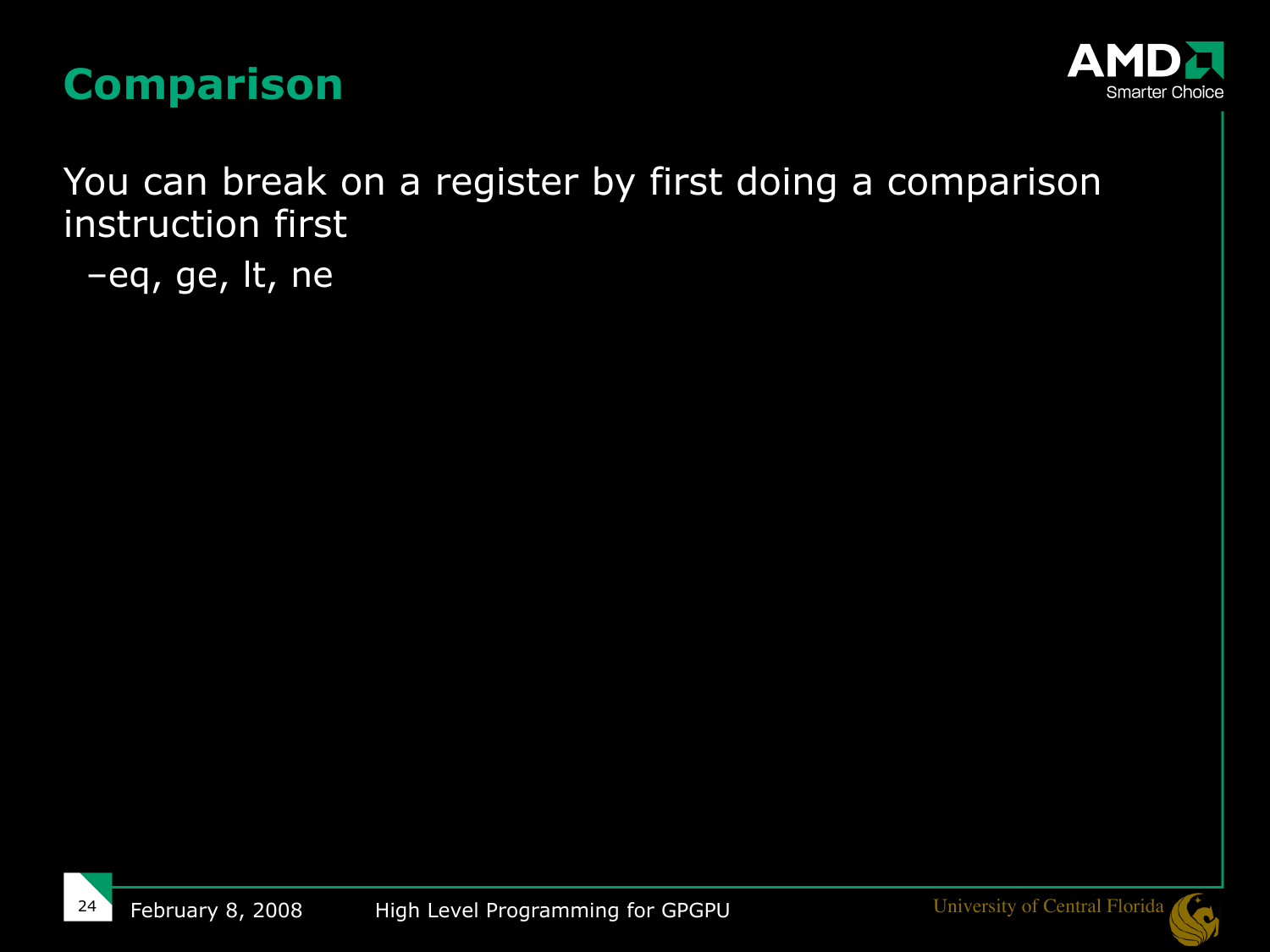# Comparison

You can break on a register by first doing a comparison instruction first

- eq, ge, lt, ne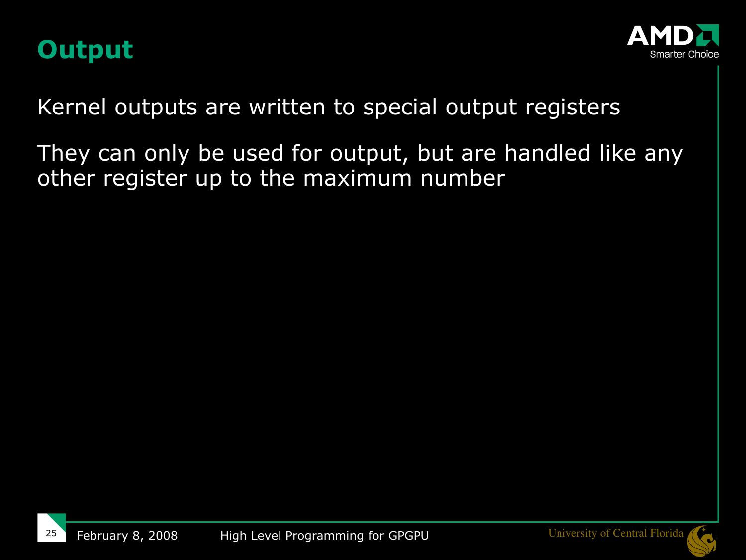# Output

Kernel outputs are written to special output registers

They can only be used for output, but are handled like any other register up to the maximum number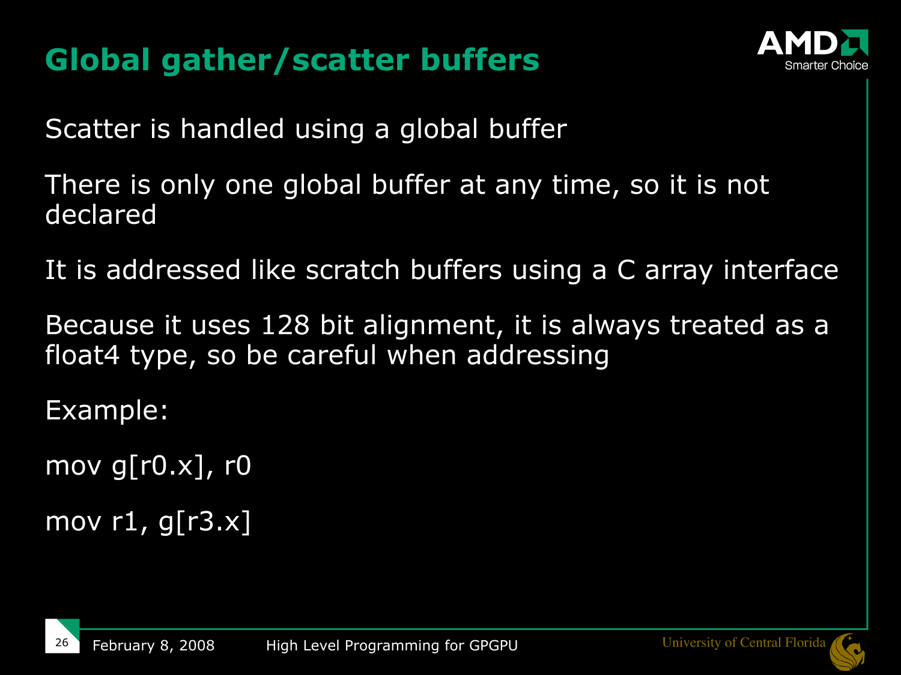# Global gather/scatter buffers

Scatter is handled using a global buffer

There is only one global buffer at any time, so it is not declared

It is addressed like scratch buffers using a C array interface

Because it uses 128 bit alignment, it is always treated as a float4 type, so be careful when addressing

Example:

```
mov g[r0.x], r0

mov r1, g[r3.x]
```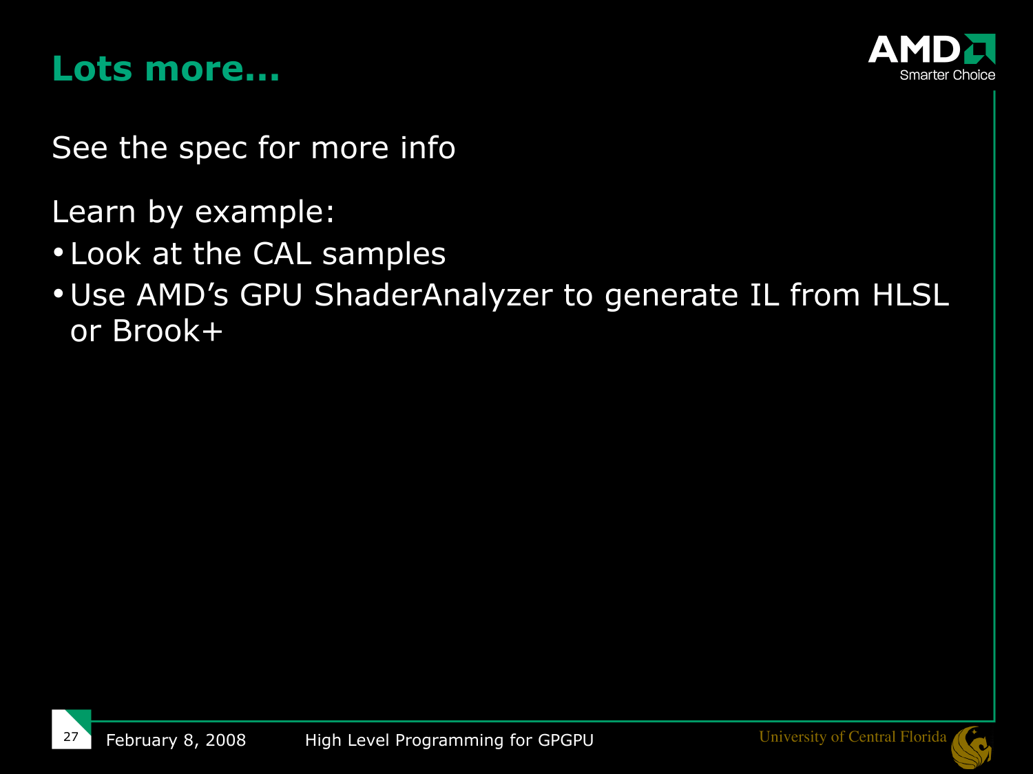# Lots more...

See the spec for more info

Learn by example:

- Look at the CAL samples
- Use AMD's GPU ShaderAnalyzer to generate IL from HLSL or Brook+